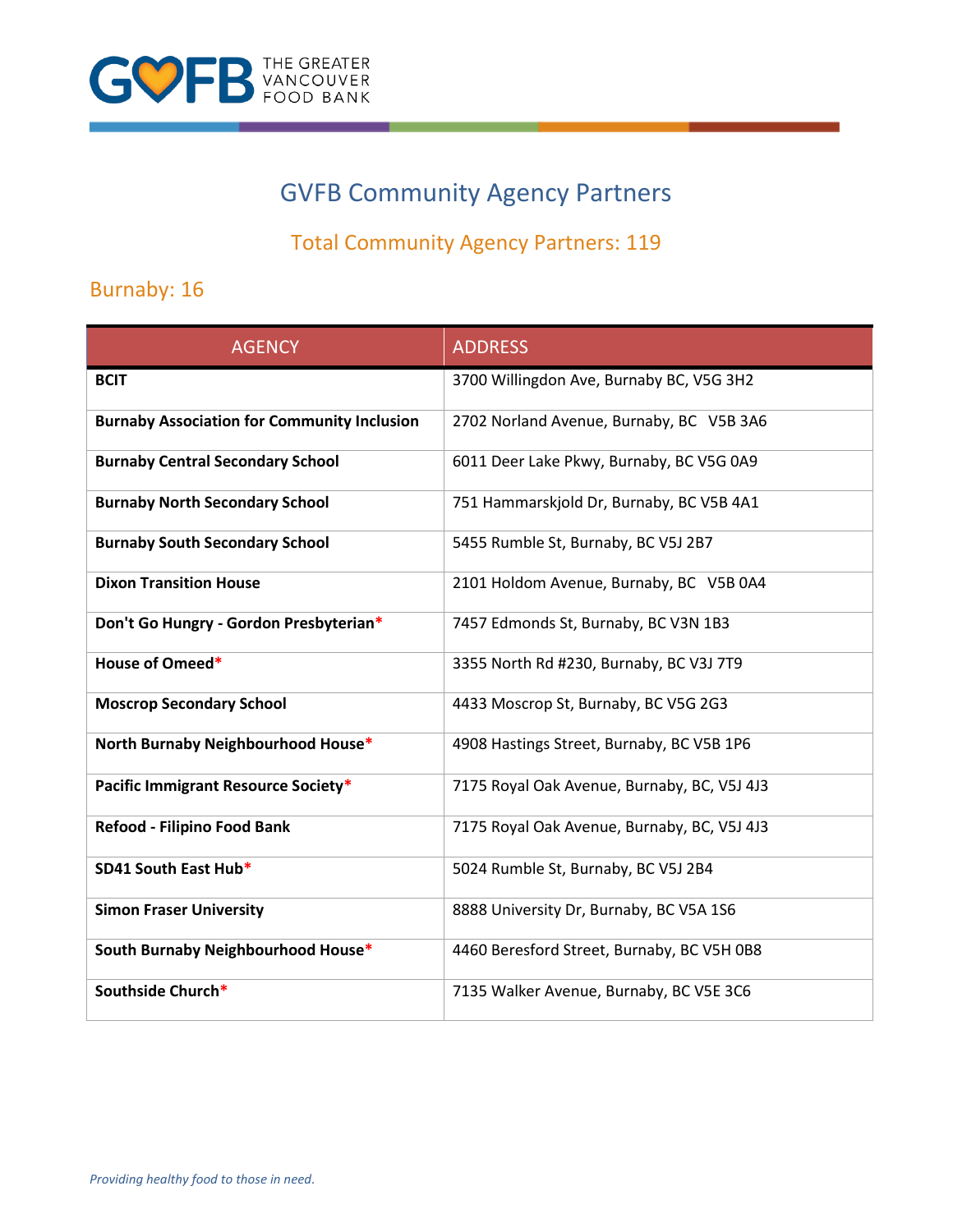# GVFB Community Agency Partners

## Total Community Agency Partners: 119

### Burnaby: 16

| AGENCY | ADDRESS |
| --- | --- |
| **BCIT** | 3700 Willingdon Ave, Burnaby BC, V5G 3H2 |
| **Burnaby Association for Community Inclusion** | 2702 Norland Avenue, Burnaby, BC V5B 3A6 |
| **Burnaby Central Secondary School** | 6011 Deer Lake Pkwy, Burnaby, BC V5G 0A9 |
| **Burnaby North Secondary School** | 751 Hammarskjold Dr, Burnaby, BC V5B 4A1 |
| **Burnaby South Secondary School** | 5455 Rumble St, Burnaby, BC V5J 2B7 |
| **Dixon Transition House** | 2101 Holdom Avenue, Burnaby, BC V5B 0A4 |
| **Don't Go Hungry - Gordon Presbyterian*** | 7457 Edmonds St, Burnaby, BC V3N 1B3 |
| **House of Omeed*** | 3355 North Rd #230, Burnaby, BC V3J 7T9 |
| **Moscrop Secondary School** | 4433 Moscrop St, Burnaby, BC V5G 2G3 |
| **North Burnaby Neighbourhood House*** | 4908 Hastings Street, Burnaby, BC V5B 1P6 |
| **Pacific Immigrant Resource Society*** | 7175 Royal Oak Avenue, Burnaby, BC, V5J 4J3 |
| **Refood - Filipino Food Bank** | 7175 Royal Oak Avenue, Burnaby, BC, V5J 4J3 |
| **SD41 South East Hub*** | 5024 Rumble St, Burnaby, BC V5J 2B4 |
| **Simon Fraser University** | 8888 University Dr, Burnaby, BC V5A 1S6 |
| **South Burnaby Neighbourhood House*** | 4460 Beresford Street, Burnaby, BC V5H 0B8 |
| **Southside Church*** | 7135 Walker Avenue, Burnaby, BC V5E 3C6 |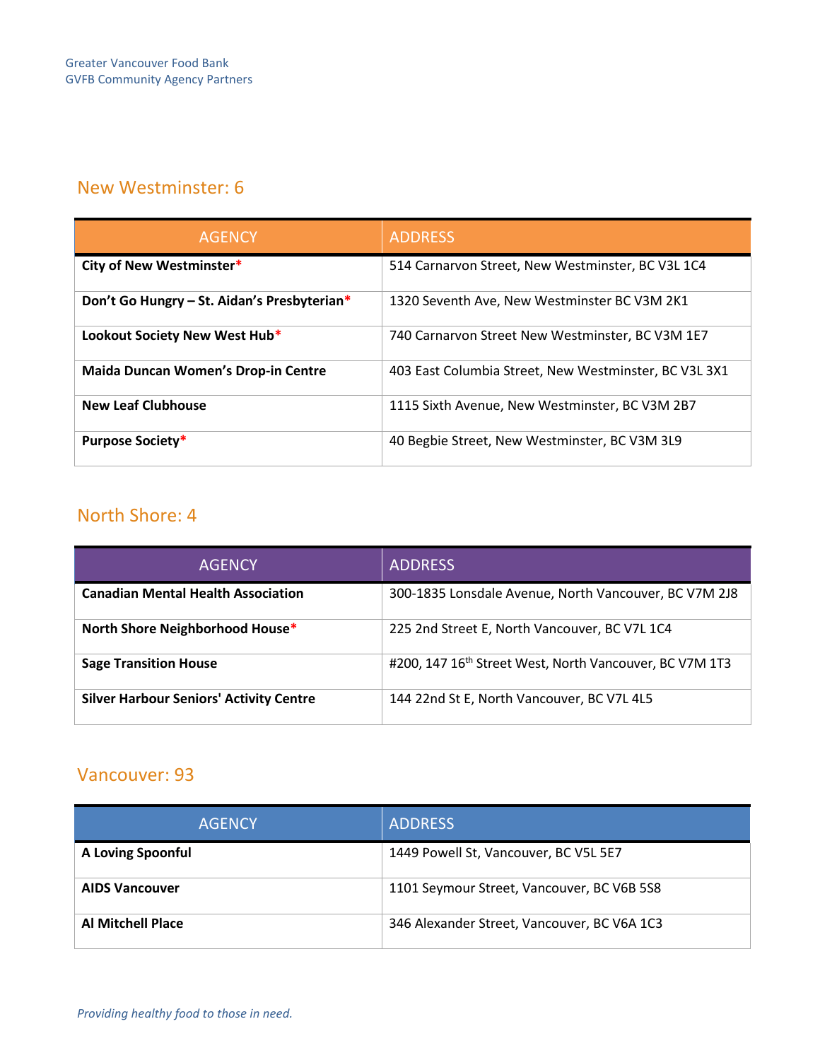## New Westminster: 6

| AGENCY | ADDRESS |
|---|---|
| **City of New Westminster*** | 514 Carnarvon Street, New Westminster, BC V3L 1C4 |
| **Don't Go Hungry – St. Aidan's Presbyterian*** | 1320 Seventh Ave, New Westminster BC V3M 2K1 |
| **Lookout Society New West Hub*** | 740 Carnarvon Street New Westminster, BC V3M 1E7 |
| **Maida Duncan Women's Drop-in Centre** | 403 East Columbia Street, New Westminster, BC V3L 3X1 |
| **New Leaf Clubhouse** | 1115 Sixth Avenue, New Westminster, BC V3M 2B7 |
| **Purpose Society*** | 40 Begbie Street, New Westminster, BC V3M 3L9 |

## North Shore: 4

| AGENCY | ADDRESS |
|---|---|
| **Canadian Mental Health Association** | 300-1835 Lonsdale Avenue, North Vancouver, BC V7M 2J8 |
| **North Shore Neighborhood House*** | 225 2nd Street E, North Vancouver, BC V7L 1C4 |
| **Sage Transition House** | #200, 147 16th Street West, North Vancouver, BC V7M 1T3 |
| **Silver Harbour Seniors' Activity Centre** | 144 22nd St E, North Vancouver, BC V7L 4L5 |

## Vancouver: 93

| AGENCY | ADDRESS |
|---|---|
| **A Loving Spoonful** | 1449 Powell St, Vancouver, BC V5L 5E7 |
| **AIDS Vancouver** | 1101 Seymour Street, Vancouver, BC V6B 5S8 |
| **Al Mitchell Place** | 346 Alexander Street, Vancouver, BC V6A 1C3 |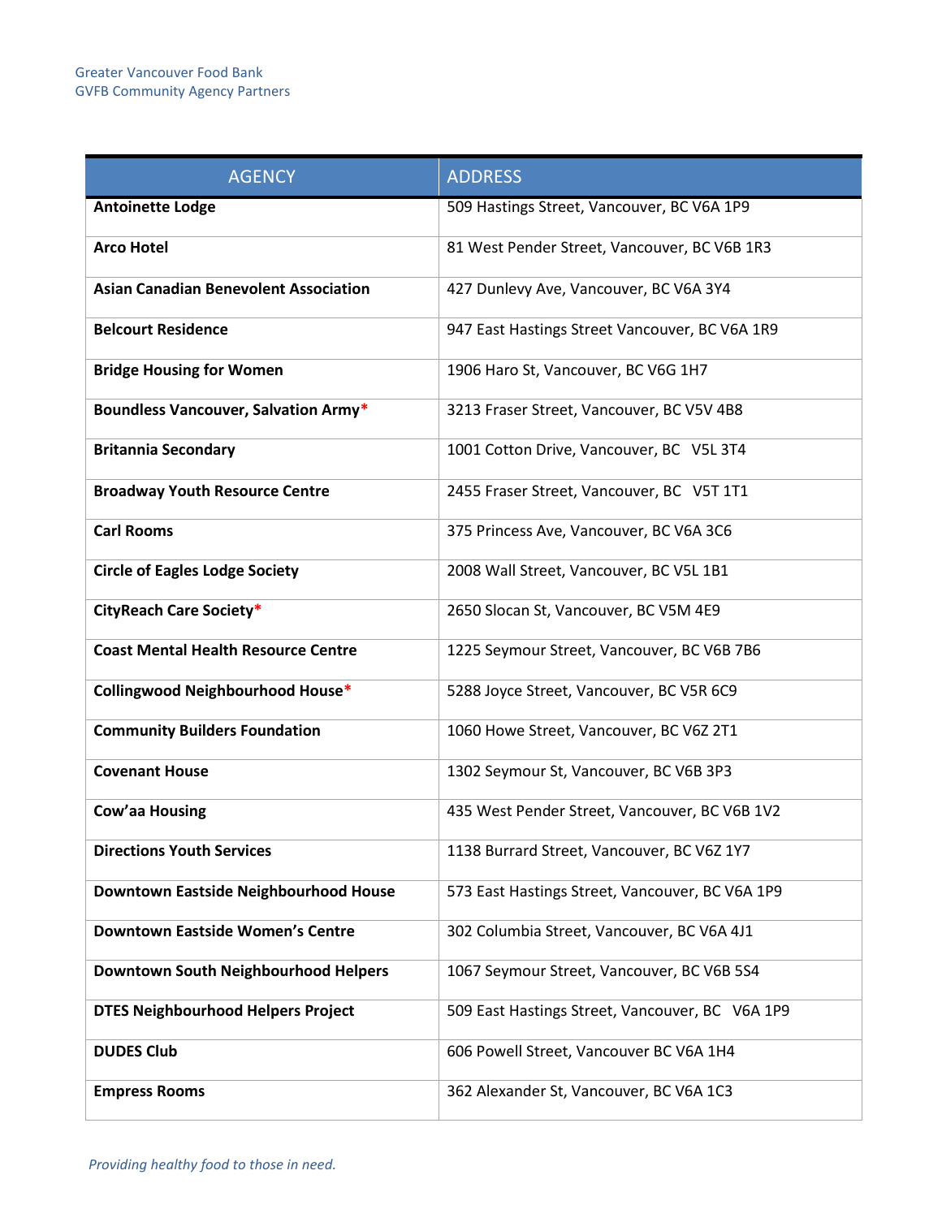| AGENCY | ADDRESS |
|---|---|
| **Antoinette Lodge** | 509 Hastings Street, Vancouver, BC V6A 1P9 |
| **Arco Hotel** | 81 West Pender Street, Vancouver, BC V6B 1R3 |
| **Asian Canadian Benevolent Association** | 427 Dunlevy Ave, Vancouver, BC V6A 3Y4 |
| **Belcourt Residence** | 947 East Hastings Street Vancouver, BC V6A 1R9 |
| **Bridge Housing for Women** | 1906 Haro St, Vancouver, BC V6G 1H7 |
| **Boundless Vancouver, Salvation Army*** | 3213 Fraser Street, Vancouver, BC V5V 4B8 |
| **Britannia Secondary** | 1001 Cotton Drive, Vancouver, BC V5L 3T4 |
| **Broadway Youth Resource Centre** | 2455 Fraser Street, Vancouver, BC V5T 1T1 |
| **Carl Rooms** | 375 Princess Ave, Vancouver, BC V6A 3C6 |
| **Circle of Eagles Lodge Society** | 2008 Wall Street, Vancouver, BC V5L 1B1 |
| **CityReach Care Society*** | 2650 Slocan St, Vancouver, BC V5M 4E9 |
| **Coast Mental Health Resource Centre** | 1225 Seymour Street, Vancouver, BC V6B 7B6 |
| **Collingwood Neighbourhood House*** | 5288 Joyce Street, Vancouver, BC V5R 6C9 |
| **Community Builders Foundation** | 1060 Howe Street, Vancouver, BC V6Z 2T1 |
| **Covenant House** | 1302 Seymour St, Vancouver, BC V6B 3P3 |
| **Cow'aa Housing** | 435 West Pender Street, Vancouver, BC V6B 1V2 |
| **Directions Youth Services** | 1138 Burrard Street, Vancouver, BC V6Z 1Y7 |
| **Downtown Eastside Neighbourhood House** | 573 East Hastings Street, Vancouver, BC V6A 1P9 |
| **Downtown Eastside Women's Centre** | 302 Columbia Street, Vancouver, BC V6A 4J1 |
| **Downtown South Neighbourhood Helpers** | 1067 Seymour Street, Vancouver, BC V6B 5S4 |
| **DTES Neighbourhood Helpers Project** | 509 East Hastings Street, Vancouver, BC V6A 1P9 |
| **DUDES Club** | 606 Powell Street, Vancouver BC V6A 1H4 |
| **Empress Rooms** | 362 Alexander St, Vancouver, BC V6A 1C3 |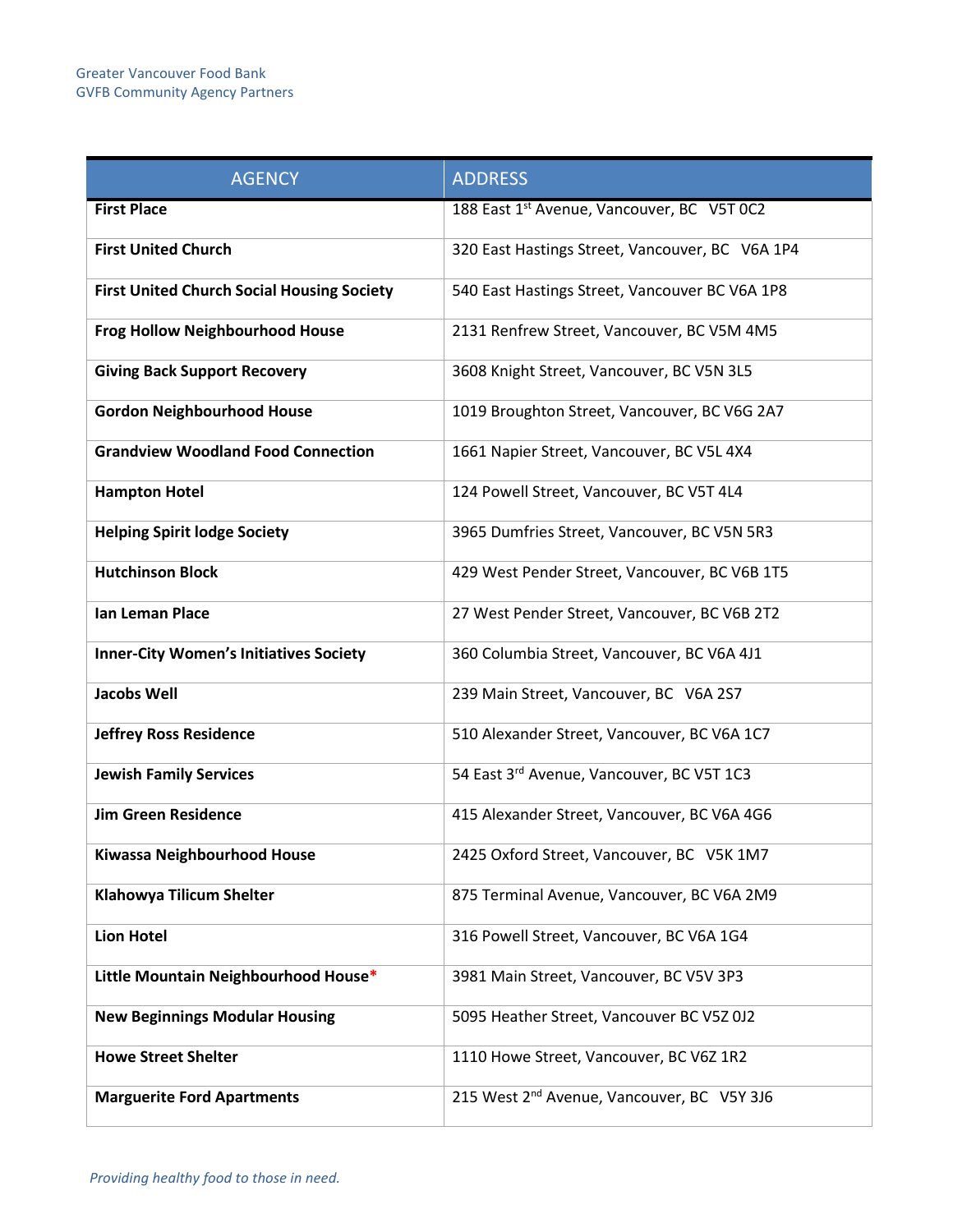| AGENCY | ADDRESS |
|---|---|
| **First Place** | 188 East 1st Avenue, Vancouver, BC V5T 0C2 |
| **First United Church** | 320 East Hastings Street, Vancouver, BC V6A 1P4 |
| **First United Church Social Housing Society** | 540 East Hastings Street, Vancouver BC V6A 1P8 |
| **Frog Hollow Neighbourhood House** | 2131 Renfrew Street, Vancouver, BC V5M 4M5 |
| **Giving Back Support Recovery** | 3608 Knight Street, Vancouver, BC V5N 3L5 |
| **Gordon Neighbourhood House** | 1019 Broughton Street, Vancouver, BC V6G 2A7 |
| **Grandview Woodland Food Connection** | 1661 Napier Street, Vancouver, BC V5L 4X4 |
| **Hampton Hotel** | 124 Powell Street, Vancouver, BC V5T 4L4 |
| **Helping Spirit lodge Society** | 3965 Dumfries Street, Vancouver, BC V5N 5R3 |
| **Hutchinson Block** | 429 West Pender Street, Vancouver, BC V6B 1T5 |
| **Ian Leman Place** | 27 West Pender Street, Vancouver, BC V6B 2T2 |
| **Inner-City Women's Initiatives Society** | 360 Columbia Street, Vancouver, BC V6A 4J1 |
| **Jacobs Well** | 239 Main Street, Vancouver, BC V6A 2S7 |
| **Jeffrey Ross Residence** | 510 Alexander Street, Vancouver, BC V6A 1C7 |
| **Jewish Family Services** | 54 East 3rd Avenue, Vancouver, BC V5T 1C3 |
| **Jim Green Residence** | 415 Alexander Street, Vancouver, BC V6A 4G6 |
| **Kiwassa Neighbourhood House** | 2425 Oxford Street, Vancouver, BC V5K 1M7 |
| **Klahowya Tilicum Shelter** | 875 Terminal Avenue, Vancouver, BC V6A 2M9 |
| **Lion Hotel** | 316 Powell Street, Vancouver, BC V6A 1G4 |
| **Little Mountain Neighbourhood House*** | 3981 Main Street, Vancouver, BC V5V 3P3 |
| **New Beginnings Modular Housing** | 5095 Heather Street, Vancouver BC V5Z 0J2 |
| **Howe Street Shelter** | 1110 Howe Street, Vancouver, BC V6Z 1R2 |
| **Marguerite Ford Apartments** | 215 West 2nd Avenue, Vancouver, BC V5Y 3J6 |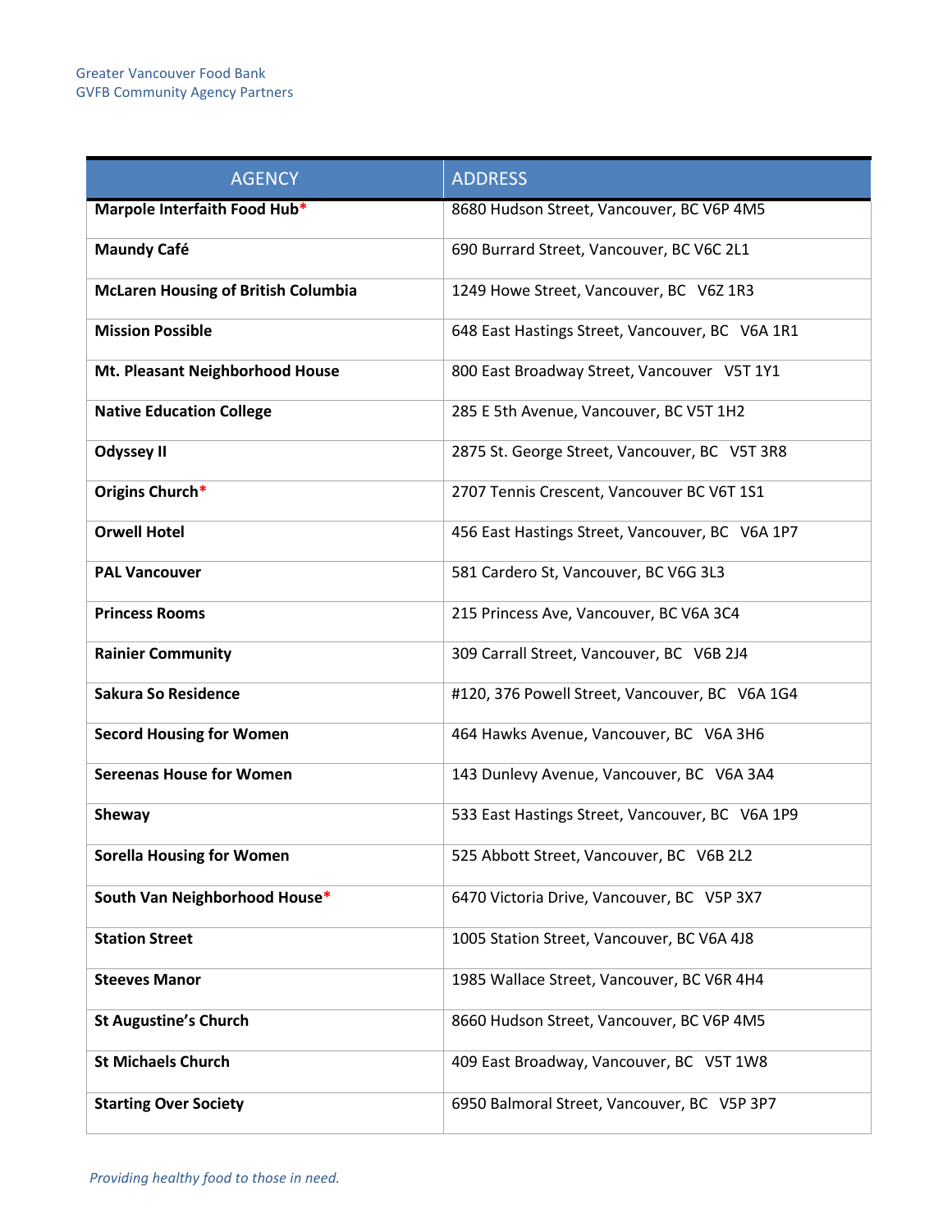| AGENCY | ADDRESS |
| --- | --- |
| **Marpole Interfaith Food Hub*** | 8680 Hudson Street, Vancouver, BC V6P 4M5 |
| **Maundy Café** | 690 Burrard Street, Vancouver, BC V6C 2L1 |
| **McLaren Housing of British Columbia** | 1249 Howe Street, Vancouver, BC V6Z 1R3 |
| **Mission Possible** | 648 East Hastings Street, Vancouver, BC V6A 1R1 |
| **Mt. Pleasant Neighborhood House** | 800 East Broadway Street, Vancouver V5T 1Y1 |
| **Native Education College** | 285 E 5th Avenue, Vancouver, BC V5T 1H2 |
| **Odyssey II** | 2875 St. George Street, Vancouver, BC V5T 3R8 |
| **Origins Church*** | 2707 Tennis Crescent, Vancouver BC V6T 1S1 |
| **Orwell Hotel** | 456 East Hastings Street, Vancouver, BC V6A 1P7 |
| **PAL Vancouver** | 581 Cardero St, Vancouver, BC V6G 3L3 |
| **Princess Rooms** | 215 Princess Ave, Vancouver, BC V6A 3C4 |
| **Rainier Community** | 309 Carrall Street, Vancouver, BC V6B 2J4 |
| **Sakura So Residence** | #120, 376 Powell Street, Vancouver, BC V6A 1G4 |
| **Secord Housing for Women** | 464 Hawks Avenue, Vancouver, BC V6A 3H6 |
| **Sereenas House for Women** | 143 Dunlevy Avenue, Vancouver, BC V6A 3A4 |
| **Sheway** | 533 East Hastings Street, Vancouver, BC V6A 1P9 |
| **Sorella Housing for Women** | 525 Abbott Street, Vancouver, BC V6B 2L2 |
| **South Van Neighborhood House*** | 6470 Victoria Drive, Vancouver, BC V5P 3X7 |
| **Station Street** | 1005 Station Street, Vancouver, BC V6A 4J8 |
| **Steeves Manor** | 1985 Wallace Street, Vancouver, BC V6R 4H4 |
| **St Augustine's Church** | 8660 Hudson Street, Vancouver, BC V6P 4M5 |
| **St Michaels Church** | 409 East Broadway, Vancouver, BC V5T 1W8 |
| **Starting Over Society** | 6950 Balmoral Street, Vancouver, BC V5P 3P7 |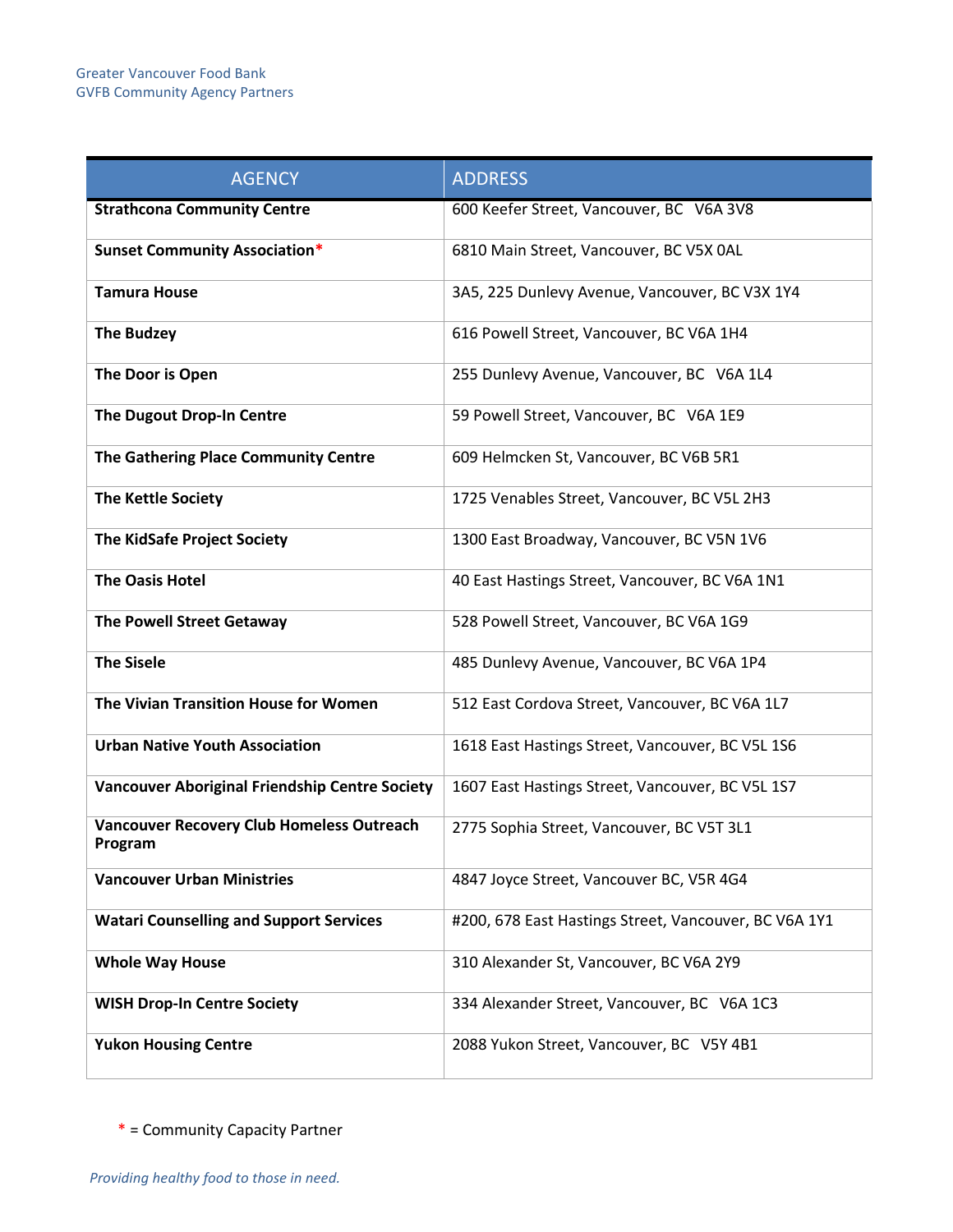| AGENCY | ADDRESS |
|---|---|
| **Strathcona Community Centre** | 600 Keefer Street, Vancouver, BC V6A 3V8 |
| **Sunset Community Association*** | 6810 Main Street, Vancouver, BC V5X 0AL |
| **Tamura House** | 3A5, 225 Dunlevy Avenue, Vancouver, BC V3X 1Y4 |
| **The Budzey** | 616 Powell Street, Vancouver, BC V6A 1H4 |
| **The Door is Open** | 255 Dunlevy Avenue, Vancouver, BC V6A 1L4 |
| **The Dugout Drop-In Centre** | 59 Powell Street, Vancouver, BC V6A 1E9 |
| **The Gathering Place Community Centre** | 609 Helmcken St, Vancouver, BC V6B 5R1 |
| **The Kettle Society** | 1725 Venables Street, Vancouver, BC V5L 2H3 |
| **The KidSafe Project Society** | 1300 East Broadway, Vancouver, BC V5N 1V6 |
| **The Oasis Hotel** | 40 East Hastings Street, Vancouver, BC V6A 1N1 |
| **The Powell Street Getaway** | 528 Powell Street, Vancouver, BC V6A 1G9 |
| **The Sisele** | 485 Dunlevy Avenue, Vancouver, BC V6A 1P4 |
| **The Vivian Transition House for Women** | 512 East Cordova Street, Vancouver, BC V6A 1L7 |
| **Urban Native Youth Association** | 1618 East Hastings Street, Vancouver, BC V5L 1S6 |
| **Vancouver Aboriginal Friendship Centre Society** | 1607 East Hastings Street, Vancouver, BC V5L 1S7 |
| **Vancouver Recovery Club Homeless Outreach Program** | 2775 Sophia Street, Vancouver, BC V5T 3L1 |
| **Vancouver Urban Ministries** | 4847 Joyce Street, Vancouver BC, V5R 4G4 |
| **Watari Counselling and Support Services** | #200, 678 East Hastings Street, Vancouver, BC V6A 1Y1 |
| **Whole Way House** | 310 Alexander St, Vancouver, BC V6A 2Y9 |
| **WISH Drop-In Centre Society** | 334 Alexander Street, Vancouver, BC V6A 1C3 |
| **Yukon Housing Centre** | 2088 Yukon Street, Vancouver, BC V5Y 4B1 |

* = Community Capacity Partner

*Providing healthy food to those in need.*